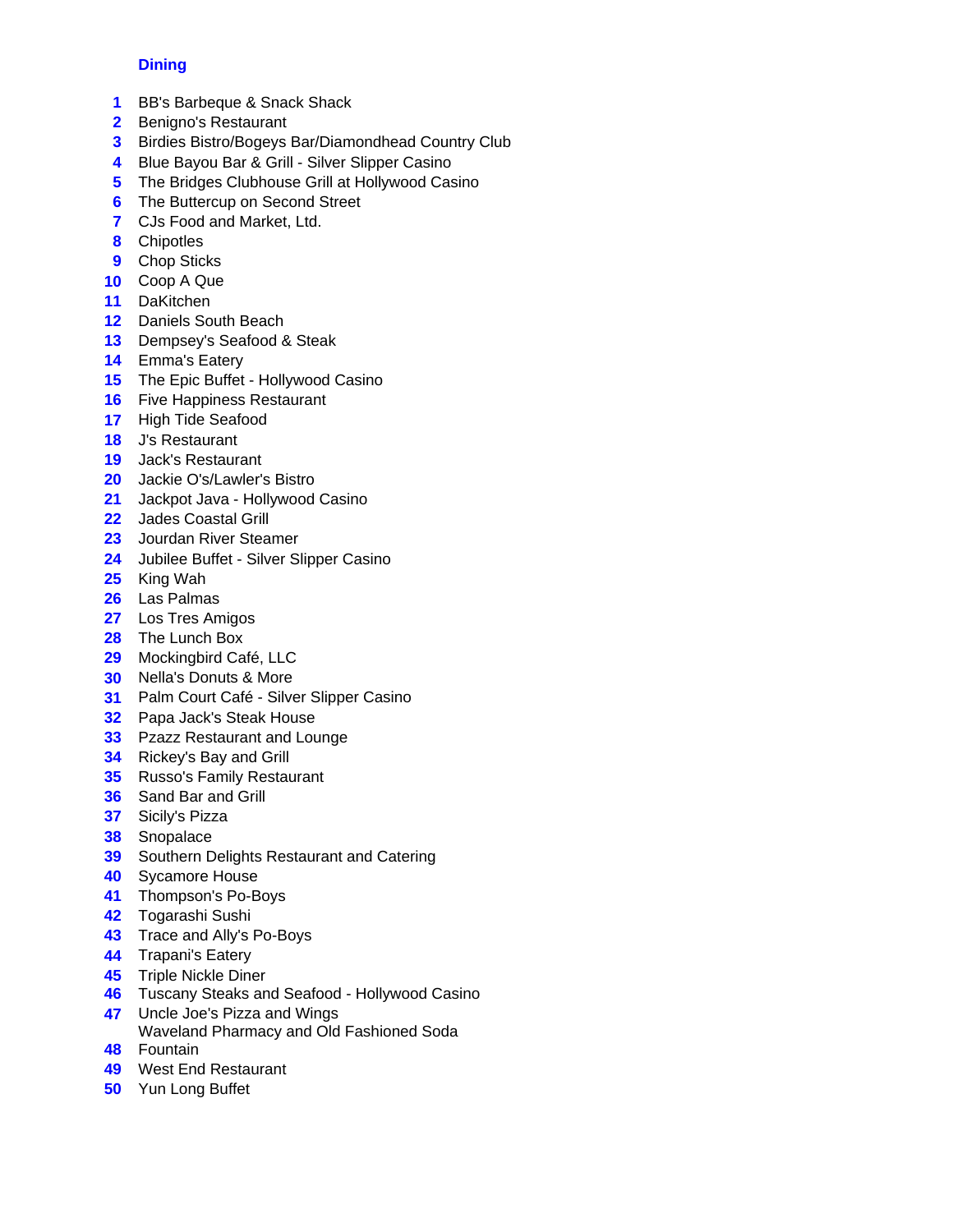## Dining

1. BB's Barbeque & Snack Shack
2. Benigno's Restaurant
3. Birdies Bistro/Bogeys Bar/Diamondhead Country Club
4. Blue Bayou Bar & Grill - Silver Slipper Casino
5. The Bridges Clubhouse Grill at Hollywood Casino
6. The Buttercup on Second Street
7. CJs Food and Market, Ltd.
8. Chipotles
9. Chop Sticks
10. Coop A Que
11. DaKitchen
12. Daniels South Beach
13. Dempsey's Seafood & Steak
14. Emma's Eatery
15. The Epic Buffet - Hollywood Casino
16. Five Happiness Restaurant
17. High Tide Seafood
18. J's Restaurant
19. Jack's Restaurant
20. Jackie O's/Lawler's Bistro
21. Jackpot Java - Hollywood Casino
22. Jades Coastal Grill
23. Jourdan River Steamer
24. Jubilee Buffet - Silver Slipper Casino
25. King Wah
26. Las Palmas
27. Los Tres Amigos
28. The Lunch Box
29. Mockingbird Café, LLC
30. Nella's Donuts & More
31. Palm Court Café - Silver Slipper Casino
32. Papa Jack's Steak House
33. Pzazz Restaurant and Lounge
34. Rickey's Bay and Grill
35. Russo's Family Restaurant
36. Sand Bar and Grill
37. Sicily's Pizza
38. Snopalace
39. Southern Delights Restaurant and Catering
40. Sycamore House
41. Thompson's Po-Boys
42. Togarashi Sushi
43. Trace and Ally's Po-Boys
44. Trapani's Eatery
45. Triple Nickle Diner
46. Tuscany Steaks and Seafood - Hollywood Casino
47. Uncle Joe's Pizza and Wings
48. Waveland Pharmacy and Old Fashioned Soda Fountain
49. West End Restaurant
50. Yun Long Buffet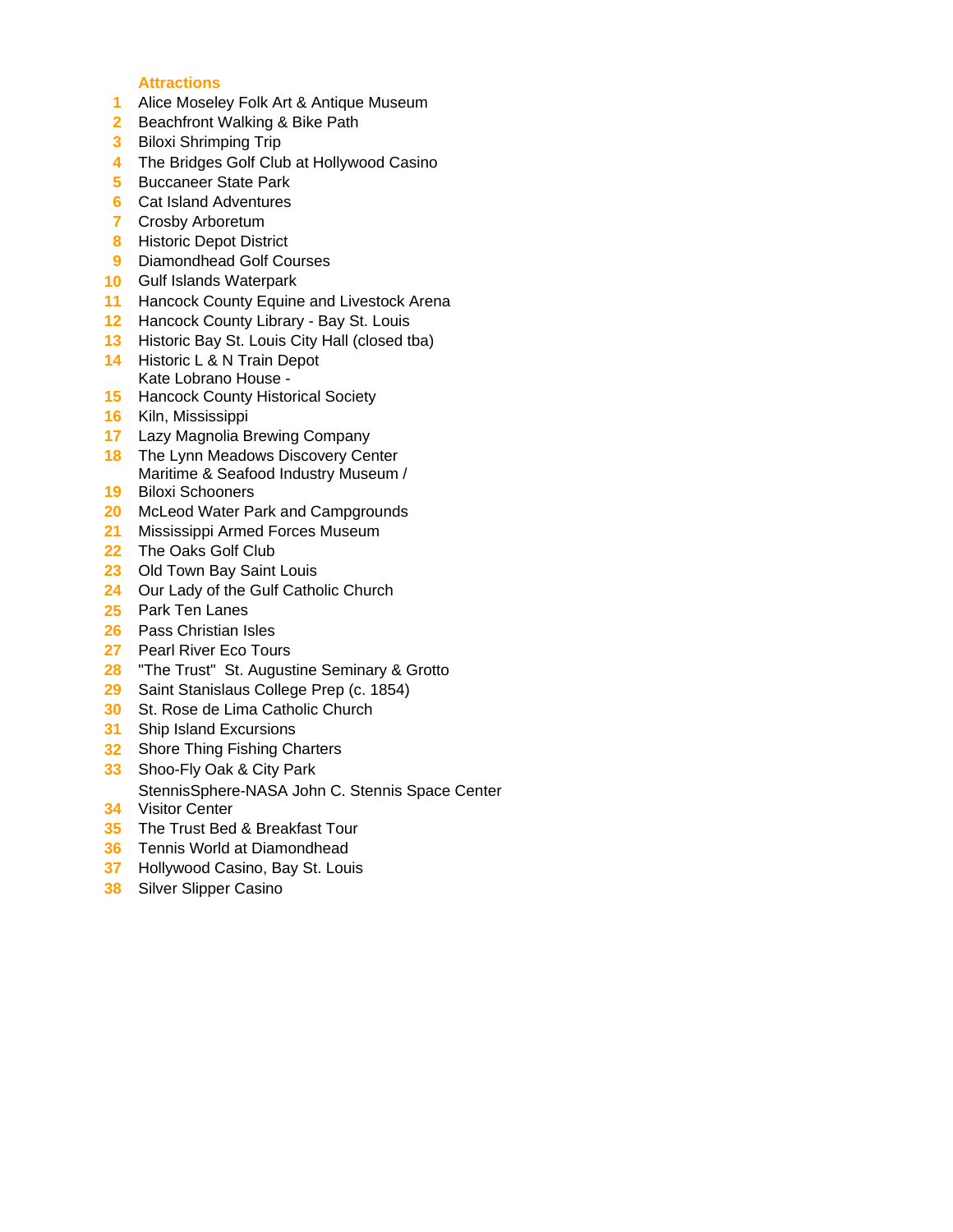## Attractions

1. Alice Moseley Folk Art & Antique Museum
2. Beachfront Walking & Bike Path
3. Biloxi Shrimping Trip
4. The Bridges Golf Club at Hollywood Casino
5. Buccaneer State Park
6. Cat Island Adventures
7. Crosby Arboretum
8. Historic Depot District
9. Diamondhead Golf Courses
10. Gulf Islands Waterpark
11. Hancock County Equine and Livestock Arena
12. Hancock County Library - Bay St. Louis
13. Historic Bay St. Louis City Hall (closed tba)
14. Historic L & N Train Depot
15. Kate Lobrano House - Hancock County Historical Society
16. Kiln, Mississippi
17. Lazy Magnolia Brewing Company
18. The Lynn Meadows Discovery Center
19. Maritime & Seafood Industry Museum / Biloxi Schooners
20. McLeod Water Park and Campgrounds
21. Mississippi Armed Forces Museum
22. The Oaks Golf Club
23. Old Town Bay Saint Louis
24. Our Lady of the Gulf Catholic Church
25. Park Ten Lanes
26. Pass Christian Isles
27. Pearl River Eco Tours
28. "The Trust" St. Augustine Seminary & Grotto
29. Saint Stanislaus College Prep (c. 1854)
30. St. Rose de Lima Catholic Church
31. Ship Island Excursions
32. Shore Thing Fishing Charters
33. Shoo-Fly Oak & City Park
34. StennisSphere-NASA John C. Stennis Space Center Visitor Center
35. The Trust Bed & Breakfast Tour
36. Tennis World at Diamondhead
37. Hollywood Casino, Bay St. Louis
38. Silver Slipper Casino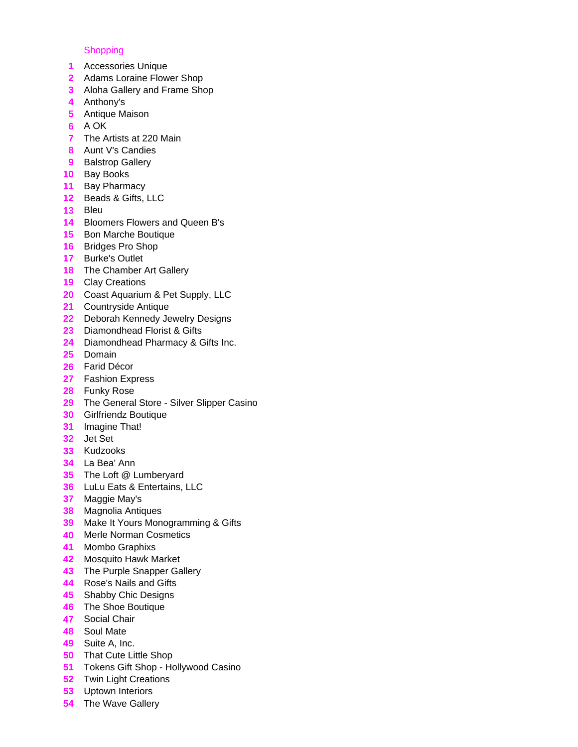## Shopping

1. Accessories Unique
2. Adams Loraine Flower Shop
3. Aloha Gallery and Frame Shop
4. Anthony's
5. Antique Maison
6. A OK
7. The Artists at 220 Main
8. Aunt V's Candies
9. Balstrop Gallery
10. Bay Books
11. Bay Pharmacy
12. Beads & Gifts, LLC
13. Bleu
14. Bloomers Flowers and Queen B's
15. Bon Marche Boutique
16. Bridges Pro Shop
17. Burke's Outlet
18. The Chamber Art Gallery
19. Clay Creations
20. Coast Aquarium & Pet Supply, LLC
21. Countryside Antique
22. Deborah Kennedy Jewelry Designs
23. Diamondhead Florist & Gifts
24. Diamondhead Pharmacy & Gifts Inc.
25. Domain
26. Farid Décor
27. Fashion Express
28. Funky Rose
29. The General Store - Silver Slipper Casino
30. Girlfriendz Boutique
31. Imagine That!
32. Jet Set
33. Kudzooks
34. La Bea' Ann
35. The Loft @ Lumberyard
36. LuLu Eats & Entertains, LLC
37. Maggie May's
38. Magnolia Antiques
39. Make It Yours Monogramming & Gifts
40. Merle Norman Cosmetics
41. Mombo Graphixs
42. Mosquito Hawk Market
43. The Purple Snapper Gallery
44. Rose's Nails and Gifts
45. Shabby Chic Designs
46. The Shoe Boutique
47. Social Chair
48. Soul Mate
49. Suite A, Inc.
50. That Cute Little Shop
51. Tokens Gift Shop - Hollywood Casino
52. Twin Light Creations
53. Uptown Interiors
54. The Wave Gallery